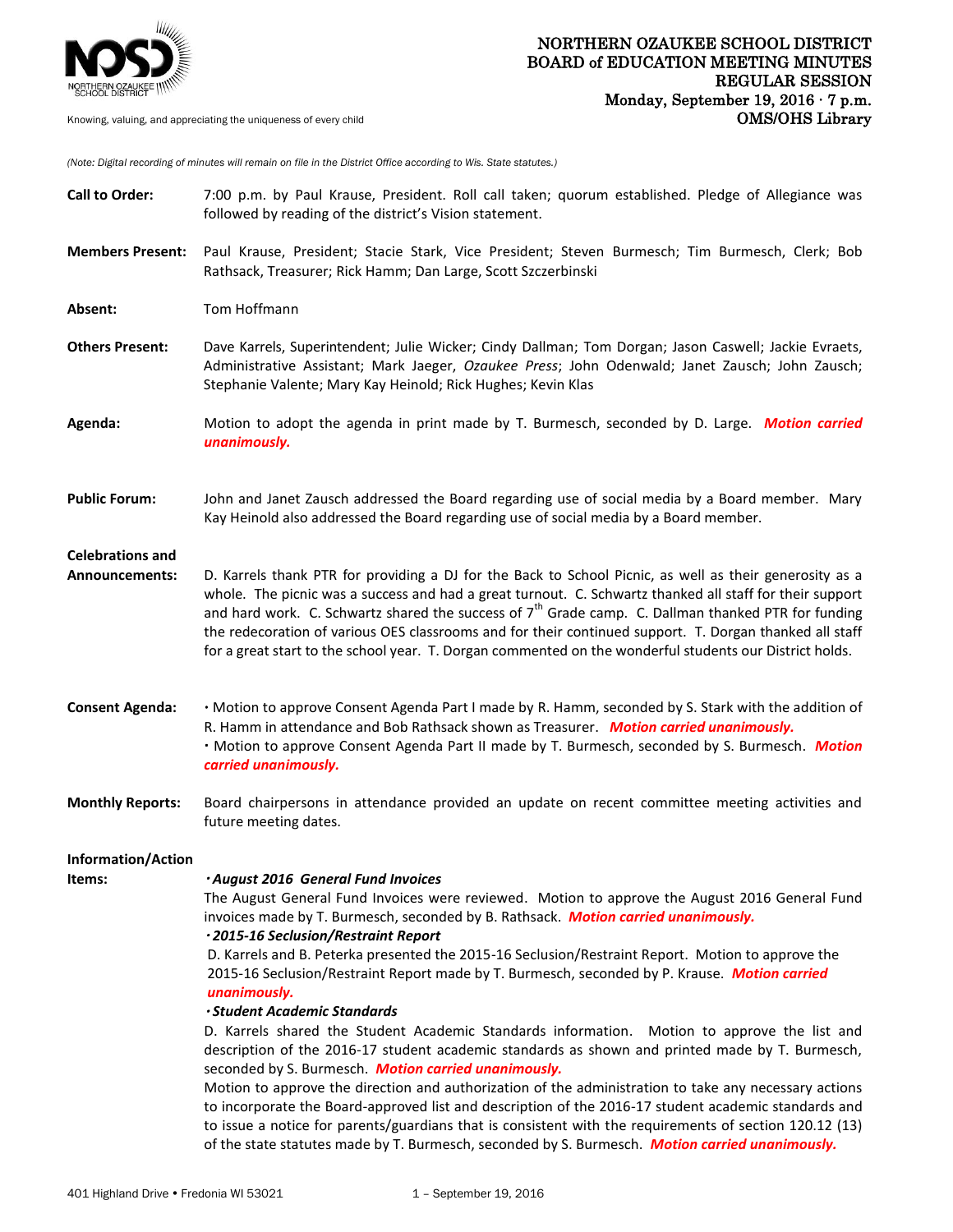# NORTHERN OZAUKEE SCHOOL DISTRICT
## BOARD of EDUCATION MEETING MINUTES
## REGULAR SESSION
**Monday, September 19, 2016 · 7 p.m.**
**OMS/OHS Library**

Knowing, valuing, and appreciating the uniqueness of every child

*(Note: Digital recording of minutes will remain on file in the District Office according to Wis. State statutes.)*

**Call to Order:** 7:00 p.m. by Paul Krause, President. Roll call taken; quorum established. Pledge of Allegiance was followed by reading of the district's Vision statement.

**Members Present:** Paul Krause, President; Stacie Stark, Vice President; Steven Burmesch; Tim Burmesch, Clerk; Bob Rathsack, Treasurer; Rick Hamm; Dan Large, Scott Szczerbinski

**Absent:** Tom Hoffmann

**Others Present:** Dave Karrels, Superintendent; Julie Wicker; Cindy Dallman; Tom Dorgan; Jason Caswell; Jackie Evraets, Administrative Assistant; Mark Jaeger, *Ozaukee Press*; John Odenwald; Janet Zausch; John Zausch; Stephanie Valente; Mary Kay Heinold; Rick Hughes; Kevin Klas

**Agenda:** Motion to adopt the agenda in print made by T. Burmesch, seconded by D. Large. ***Motion carried unanimously.***

**Public Forum:** John and Janet Zausch addressed the Board regarding use of social media by a Board member. Mary Kay Heinold also addressed the Board regarding use of social media by a Board member.

**Celebrations and Announcements:** D. Karrels thank PTR for providing a DJ for the Back to School Picnic, as well as their generosity as a whole. The picnic was a success and had a great turnout. C. Schwartz thanked all staff for their support and hard work. C. Schwartz shared the success of 7th Grade camp. C. Dallman thanked PTR for funding the redecoration of various OES classrooms and for their continued support. T. Dorgan thanked all staff for a great start to the school year. T. Dorgan commented on the wonderful students our District holds.

**Consent Agenda:**
- Motion to approve Consent Agenda Part I made by R. Hamm, seconded by S. Stark with the addition of R. Hamm in attendance and Bob Rathsack shown as Treasurer. ***Motion carried unanimously.***
- Motion to approve Consent Agenda Part II made by T. Burmesch, seconded by S. Burmesch. ***Motion carried unanimously.***

**Monthly Reports:** Board chairpersons in attendance provided an update on recent committee meeting activities and future meeting dates.

**Information/Action Items:**

***· August 2016 General Fund Invoices***
The August General Fund Invoices were reviewed. Motion to approve the August 2016 General Fund invoices made by T. Burmesch, seconded by B. Rathsack. ***Motion carried unanimously.***

***· 2015-16 Seclusion/Restraint Report***
D. Karrels and B. Peterka presented the 2015-16 Seclusion/Restraint Report. Motion to approve the 2015-16 Seclusion/Restraint Report made by T. Burmesch, seconded by P. Krause. ***Motion carried unanimously.***

***· Student Academic Standards***
D. Karrels shared the Student Academic Standards information. Motion to approve the list and description of the 2016-17 student academic standards as shown and printed made by T. Burmesch, seconded by S. Burmesch. ***Motion carried unanimously.***
Motion to approve the direction and authorization of the administration to take any necessary actions to incorporate the Board-approved list and description of the 2016-17 student academic standards and to issue a notice for parents/guardians that is consistent with the requirements of section 120.12 (13) of the state statutes made by T. Burmesch, seconded by S. Burmesch. ***Motion carried unanimously.***

401 Highland Drive • Fredonia WI 53021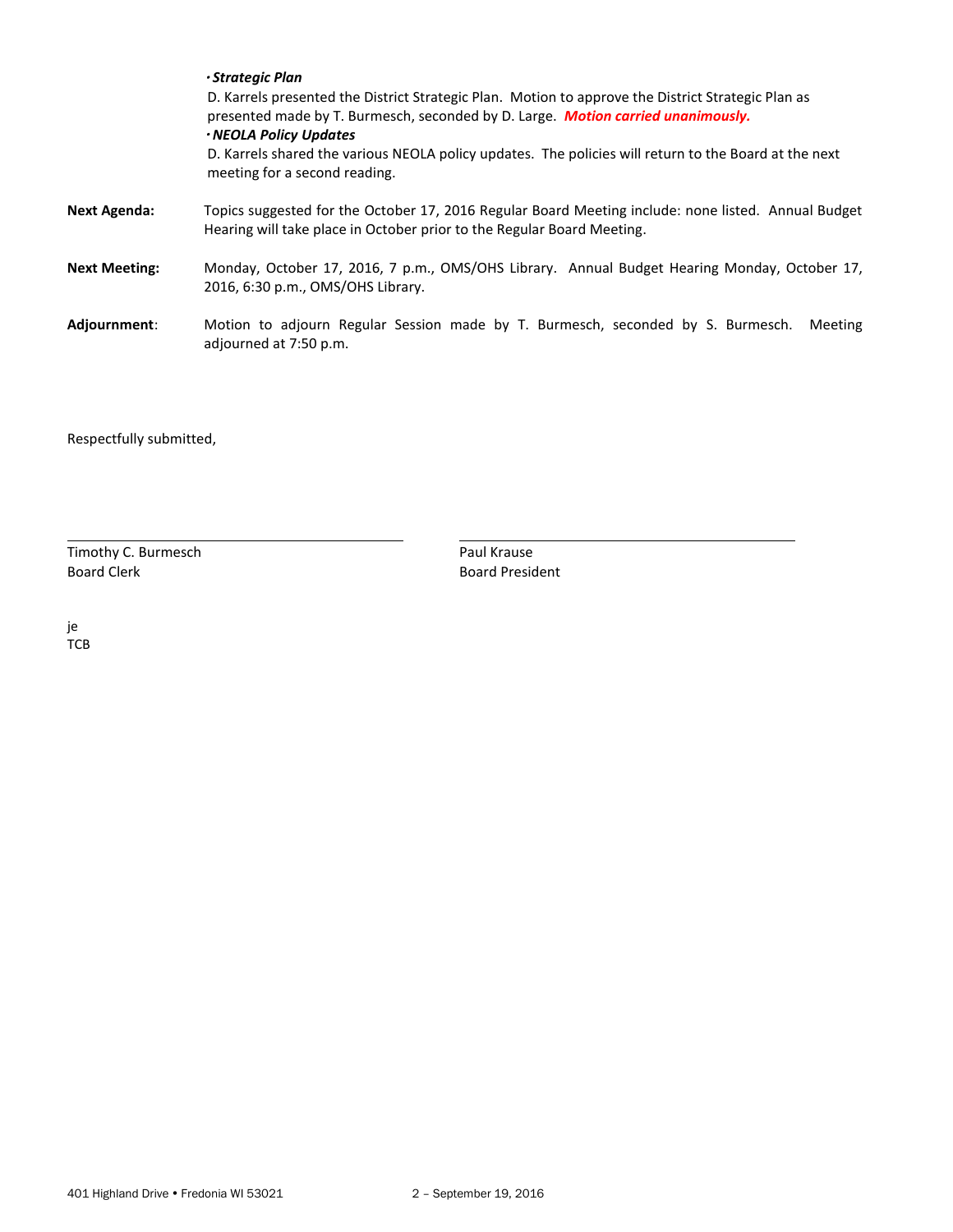· ***Strategic Plan***

D. Karrels presented the District Strategic Plan. Motion to approve the District Strategic Plan as presented made by T. Burmesch, seconded by D. Large. ***Motion carried unanimously.***

· ***NEOLA Policy Updates***

D. Karrels shared the various NEOLA policy updates. The policies will return to the Board at the next meeting for a second reading.

**Next Agenda:** Topics suggested for the October 17, 2016 Regular Board Meeting include: none listed. Annual Budget Hearing will take place in October prior to the Regular Board Meeting.

**Next Meeting:** Monday, October 17, 2016, 7 p.m., OMS/OHS Library. Annual Budget Hearing Monday, October 17, 2016, 6:30 p.m., OMS/OHS Library.

**Adjournment**: Motion to adjourn Regular Session made by T. Burmesch, seconded by S. Burmesch. Meeting adjourned at 7:50 p.m.

Respectfully submitted,

Timothy C. Burmesch
Board Clerk

Paul Krause
Board President

je
TCB